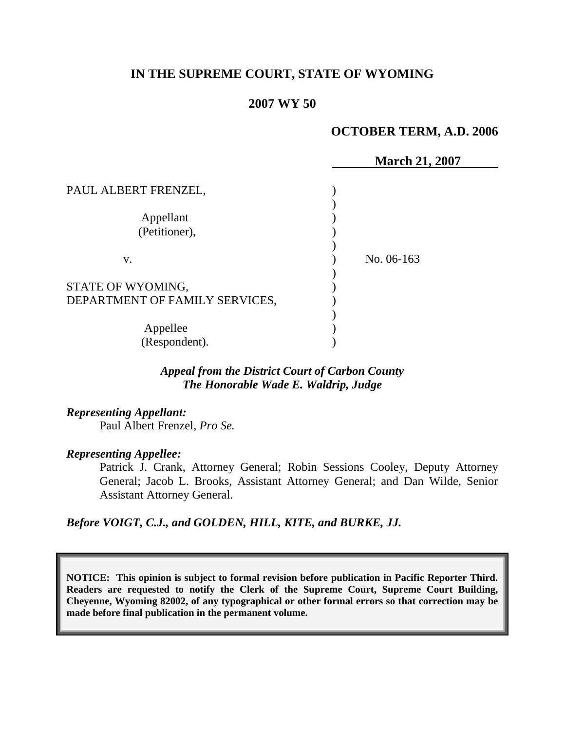**IN THE SUPREME COURT, STATE OF WYOMING**

**2007 WY 50**

**OCTOBER TERM, A.D. 2006**

**March 21, 2007**

| | | |
|---|---|---|
| PAUL ALBERT FRENZEL,<br><br>Appellant<br>(Petitioner),<br><br>v.<br><br>STATE OF WYOMING,<br>DEPARTMENT OF FAMILY SERVICES,<br><br>Appellee<br>(Respondent). | ) | No. 06-163 |

***Appeal from the District Court of Carbon County***
***The Honorable Wade E. Waldrip, Judge***

***Representing Appellant:***

Paul Albert Frenzel, *Pro Se.*

***Representing Appellee:***

Patrick J. Crank, Attorney General; Robin Sessions Cooley, Deputy Attorney General; Jacob L. Brooks, Assistant Attorney General; and Dan Wilde, Senior Assistant Attorney General.

***Before VOIGT, C.J., and GOLDEN, HILL, KITE, and BURKE, JJ.***

**NOTICE: This opinion is subject to formal revision before publication in Pacific Reporter Third. Readers are requested to notify the Clerk of the Supreme Court, Supreme Court Building, Cheyenne, Wyoming 82002, of any typographical or other formal errors so that correction may be made before final publication in the permanent volume.**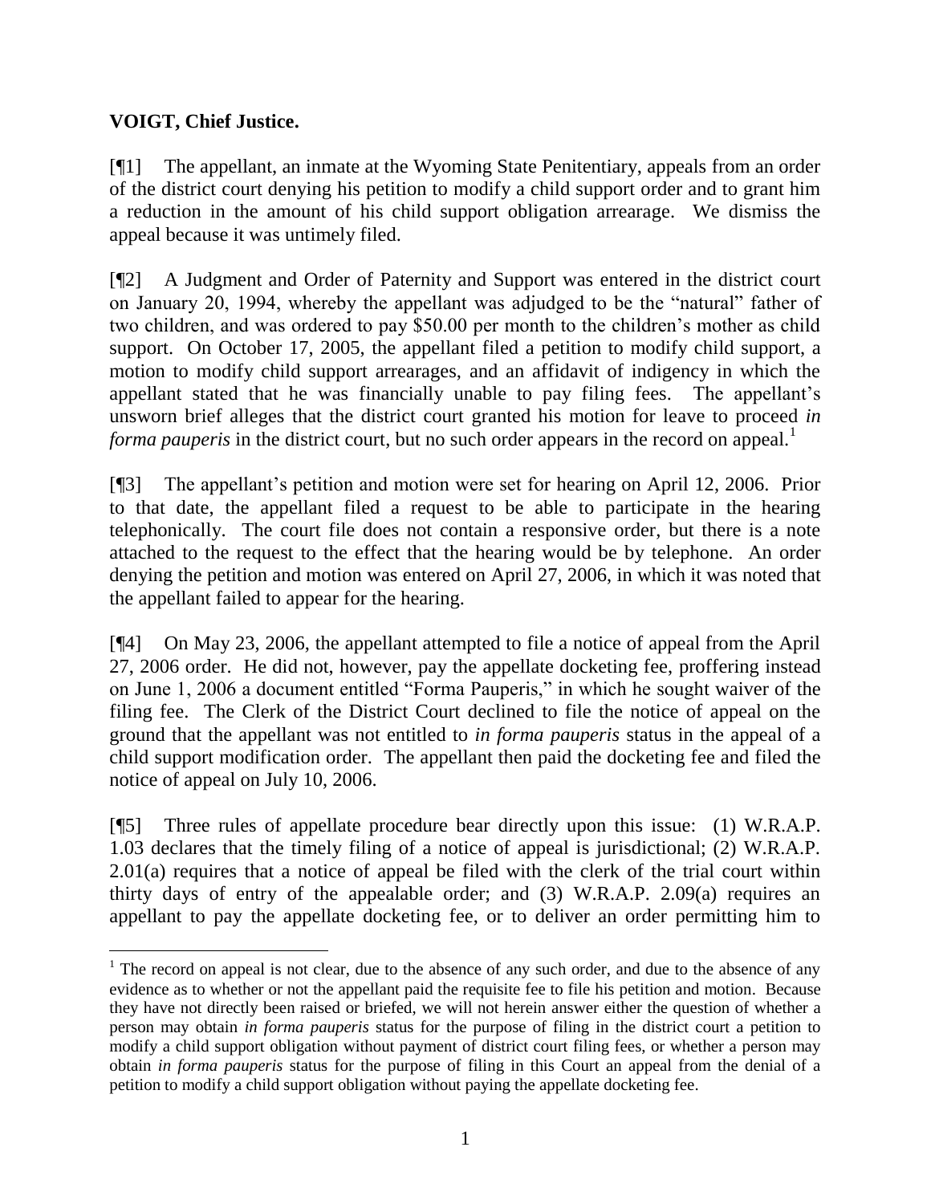**VOIGT, Chief Justice.**

[¶1] The appellant, an inmate at the Wyoming State Penitentiary, appeals from an order of the district court denying his petition to modify a child support order and to grant him a reduction in the amount of his child support obligation arrearage. We dismiss the appeal because it was untimely filed.

[¶2] A Judgment and Order of Paternity and Support was entered in the district court on January 20, 1994, whereby the appellant was adjudged to be the "natural" father of two children, and was ordered to pay $50.00 per month to the children's mother as child support. On October 17, 2005, the appellant filed a petition to modify child support, a motion to modify child support arrearages, and an affidavit of indigency in which the appellant stated that he was financially unable to pay filing fees. The appellant's unsworn brief alleges that the district court granted his motion for leave to proceed *in forma pauperis* in the district court, but no such order appears in the record on appeal.[1]

[¶3] The appellant's petition and motion were set for hearing on April 12, 2006. Prior to that date, the appellant filed a request to be able to participate in the hearing telephonically. The court file does not contain a responsive order, but there is a note attached to the request to the effect that the hearing would be by telephone. An order denying the petition and motion was entered on April 27, 2006, in which it was noted that the appellant failed to appear for the hearing.

[¶4] On May 23, 2006, the appellant attempted to file a notice of appeal from the April 27, 2006 order. He did not, however, pay the appellate docketing fee, proffering instead on June 1, 2006 a document entitled "Forma Pauperis," in which he sought waiver of the filing fee. The Clerk of the District Court declined to file the notice of appeal on the ground that the appellant was not entitled to *in forma pauperis* status in the appeal of a child support modification order. The appellant then paid the docketing fee and filed the notice of appeal on July 10, 2006.

[¶5] Three rules of appellate procedure bear directly upon this issue: (1) W.R.A.P. 1.03 declares that the timely filing of a notice of appeal is jurisdictional; (2) W.R.A.P. 2.01(a) requires that a notice of appeal be filed with the clerk of the trial court within thirty days of entry of the appealable order; and (3) W.R.A.P. 2.09(a) requires an appellant to pay the appellate docketing fee, or to deliver an order permitting him to

---

[1] The record on appeal is not clear, due to the absence of any such order, and due to the absence of any evidence as to whether or not the appellant paid the requisite fee to file his petition and motion. Because they have not directly been raised or briefed, we will not herein answer either the question of whether a person may obtain *in forma pauperis* status for the purpose of filing in the district court a petition to modify a child support obligation without payment of district court filing fees, or whether a person may obtain *in forma pauperis* status for the purpose of filing in this Court an appeal from the denial of a petition to modify a child support obligation without paying the appellate docketing fee.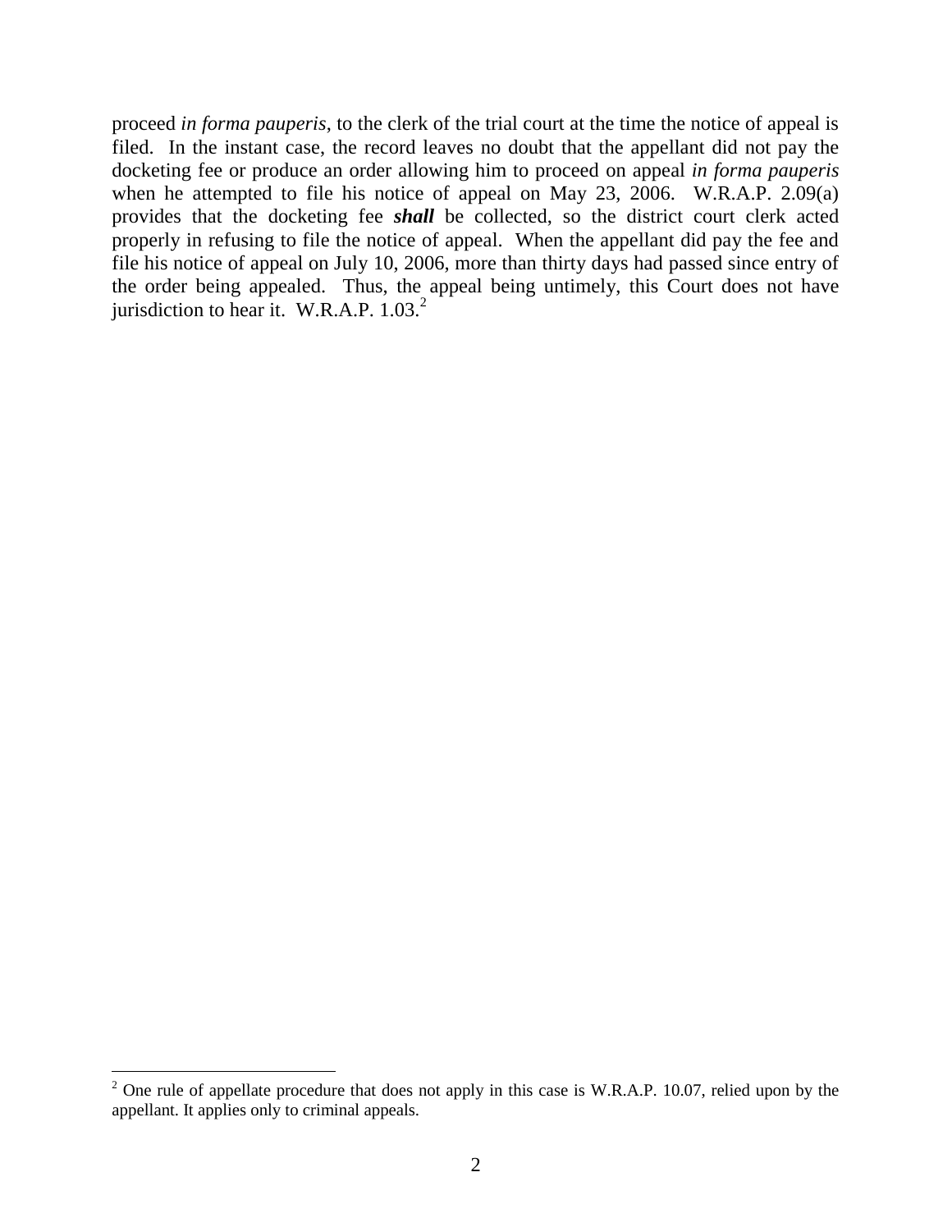proceed *in forma pauperis*, to the clerk of the trial court at the time the notice of appeal is filed. In the instant case, the record leaves no doubt that the appellant did not pay the docketing fee or produce an order allowing him to proceed on appeal *in forma pauperis* when he attempted to file his notice of appeal on May 23, 2006. W.R.A.P. 2.09(a) provides that the docketing fee ***shall*** be collected, so the district court clerk acted properly in refusing to file the notice of appeal. When the appellant did pay the fee and file his notice of appeal on July 10, 2006, more than thirty days had passed since entry of the order being appealed. Thus, the appeal being untimely, this Court does not have jurisdiction to hear it. W.R.A.P. 1.03.[2]

---

[2] One rule of appellate procedure that does not apply in this case is W.R.A.P. 10.07, relied upon by the appellant. It applies only to criminal appeals.